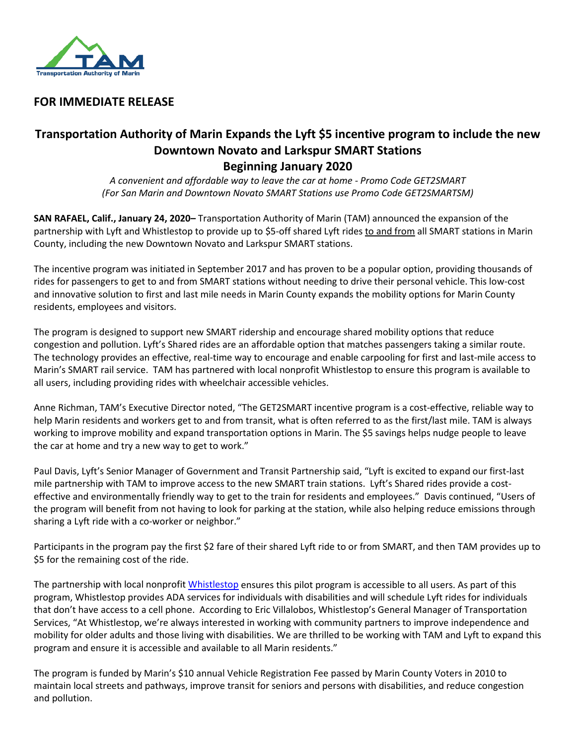Transportation Authority of Marin

**FOR IMMEDIATE RELEASE**

## Transportation Authority of Marin Expands the Lyft $5 incentive program to include the new Downtown Novato and Larkspur SMART Stations Beginning January 2020

*A convenient and affordable way to leave the car at home - Promo Code GET2SMART*
*(For San Marin and Downtown Novato SMART Stations use Promo Code GET2SMARTSM)*

**SAN RAFAEL, Calif., January 24, 2020–** Transportation Authority of Marin (TAM) announced the expansion of the partnership with Lyft and Whistlestop to provide up to $5-off shared Lyft rides to and from all SMART stations in Marin County, including the new Downtown Novato and Larkspur SMART stations.

The incentive program was initiated in September 2017 and has proven to be a popular option, providing thousands of rides for passengers to get to and from SMART stations without needing to drive their personal vehicle. This low-cost and innovative solution to first and last mile needs in Marin County expands the mobility options for Marin County residents, employees and visitors.

The program is designed to support new SMART ridership and encourage shared mobility options that reduce congestion and pollution. Lyft's Shared rides are an affordable option that matches passengers taking a similar route. The technology provides an effective, real-time way to encourage and enable carpooling for first and last-mile access to Marin's SMART rail service. TAM has partnered with local nonprofit Whistlestop to ensure this program is available to all users, including providing rides with wheelchair accessible vehicles.

Anne Richman, TAM's Executive Director noted, "The GET2SMART incentive program is a cost-effective, reliable way to help Marin residents and workers get to and from transit, what is often referred to as the first/last mile. TAM is always working to improve mobility and expand transportation options in Marin. The $5 savings helps nudge people to leave the car at home and try a new way to get to work."

Paul Davis, Lyft's Senior Manager of Government and Transit Partnership said, "Lyft is excited to expand our first-last mile partnership with TAM to improve access to the new SMART train stations. Lyft's Shared rides provide a cost-effective and environmentally friendly way to get to the train for residents and employees." Davis continued, "Users of the program will benefit from not having to look for parking at the station, while also helping reduce emissions through sharing a Lyft ride with a co-worker or neighbor."

Participants in the program pay the first $2 fare of their shared Lyft ride to or from SMART, and then TAM provides up to $5 for the remaining cost of the ride.

The partnership with local nonprofit Whistlestop ensures this pilot program is accessible to all users. As part of this program, Whistlestop provides ADA services for individuals with disabilities and will schedule Lyft rides for individuals that don't have access to a cell phone. According to Eric Villalobos, Whistlestop's General Manager of Transportation Services, "At Whistlestop, we're always interested in working with community partners to improve independence and mobility for older adults and those living with disabilities. We are thrilled to be working with TAM and Lyft to expand this program and ensure it is accessible and available to all Marin residents."

The program is funded by Marin's $10 annual Vehicle Registration Fee passed by Marin County Voters in 2010 to maintain local streets and pathways, improve transit for seniors and persons with disabilities, and reduce congestion and pollution.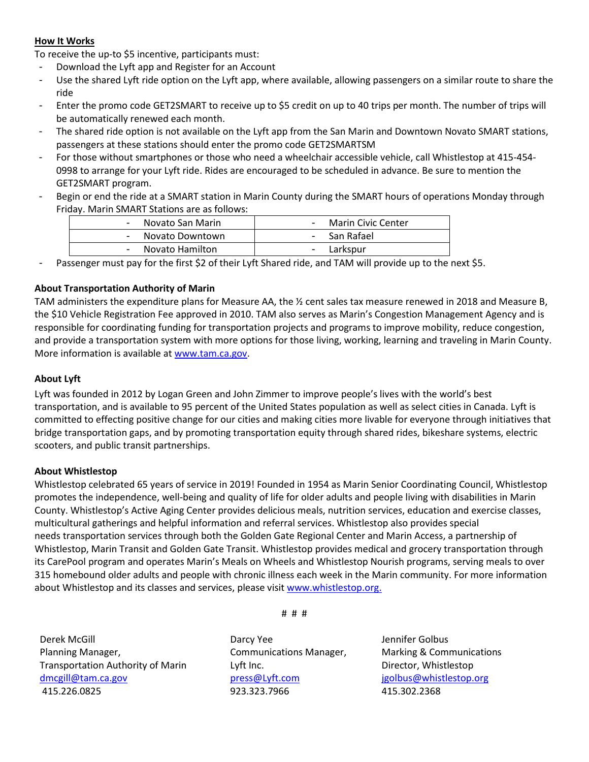**How It Works**

To receive the up-to $5 incentive, participants must:

- Download the Lyft app and Register for an Account
- Use the shared Lyft ride option on the Lyft app, where available, allowing passengers on a similar route to share the ride
- Enter the promo code GET2SMART to receive up to $5 credit on up to 40 trips per month. The number of trips will be automatically renewed each month.
- The shared ride option is not available on the Lyft app from the San Marin and Downtown Novato SMART stations, passengers at these stations should enter the promo code GET2SMARTSM
- For those without smartphones or those who need a wheelchair accessible vehicle, call Whistlestop at 415-454-0998 to arrange for your Lyft ride. Rides are encouraged to be scheduled in advance. Be sure to mention the GET2SMART program.
- Begin or end the ride at a SMART station in Marin County during the SMART hours of operations Monday through Friday. Marin SMART Stations are as follows:

| | |
|---|---|
| - Novato San Marin | - Marin Civic Center |
| - Novato Downtown | - San Rafael |
| - Novato Hamilton | - Larkspur |

- Passenger must pay for the first $2 of their Lyft Shared ride, and TAM will provide up to the next $5.

**About Transportation Authority of Marin**

TAM administers the expenditure plans for Measure AA, the ½ cent sales tax measure renewed in 2018 and Measure B, the $10 Vehicle Registration Fee approved in 2010. TAM also serves as Marin's Congestion Management Agency and is responsible for coordinating funding for transportation projects and programs to improve mobility, reduce congestion, and provide a transportation system with more options for those living, working, learning and traveling in Marin County. More information is available at www.tam.ca.gov.

**About Lyft**

Lyft was founded in 2012 by Logan Green and John Zimmer to improve people's lives with the world's best transportation, and is available to 95 percent of the United States population as well as select cities in Canada. Lyft is committed to effecting positive change for our cities and making cities more livable for everyone through initiatives that bridge transportation gaps, and by promoting transportation equity through shared rides, bikeshare systems, electric scooters, and public transit partnerships.

**About Whistlestop**

Whistlestop celebrated 65 years of service in 2019! Founded in 1954 as Marin Senior Coordinating Council, Whistlestop promotes the independence, well-being and quality of life for older adults and people living with disabilities in Marin County. Whistlestop's Active Aging Center provides delicious meals, nutrition services, education and exercise classes, multicultural gatherings and helpful information and referral services. Whistlestop also provides special needs transportation services through both the Golden Gate Regional Center and Marin Access, a partnership of Whistlestop, Marin Transit and Golden Gate Transit. Whistlestop provides medical and grocery transportation through its CarePool program and operates Marin's Meals on Wheels and Whistlestop Nourish programs, serving meals to over 315 homebound older adults and people with chronic illness each week in the Marin community. For more information about Whistlestop and its classes and services, please visit www.whistlestop.org.

# # #

Derek McGill
Planning Manager,
Transportation Authority of Marin
dmcgill@tam.ca.gov
415.226.0825

Darcy Yee
Communications Manager,
Lyft Inc.
press@Lyft.com
923.323.7966

Jennifer Golbus
Marking & Communications
Director, Whistlestop
jgolbus@whistlestop.org
415.302.2368